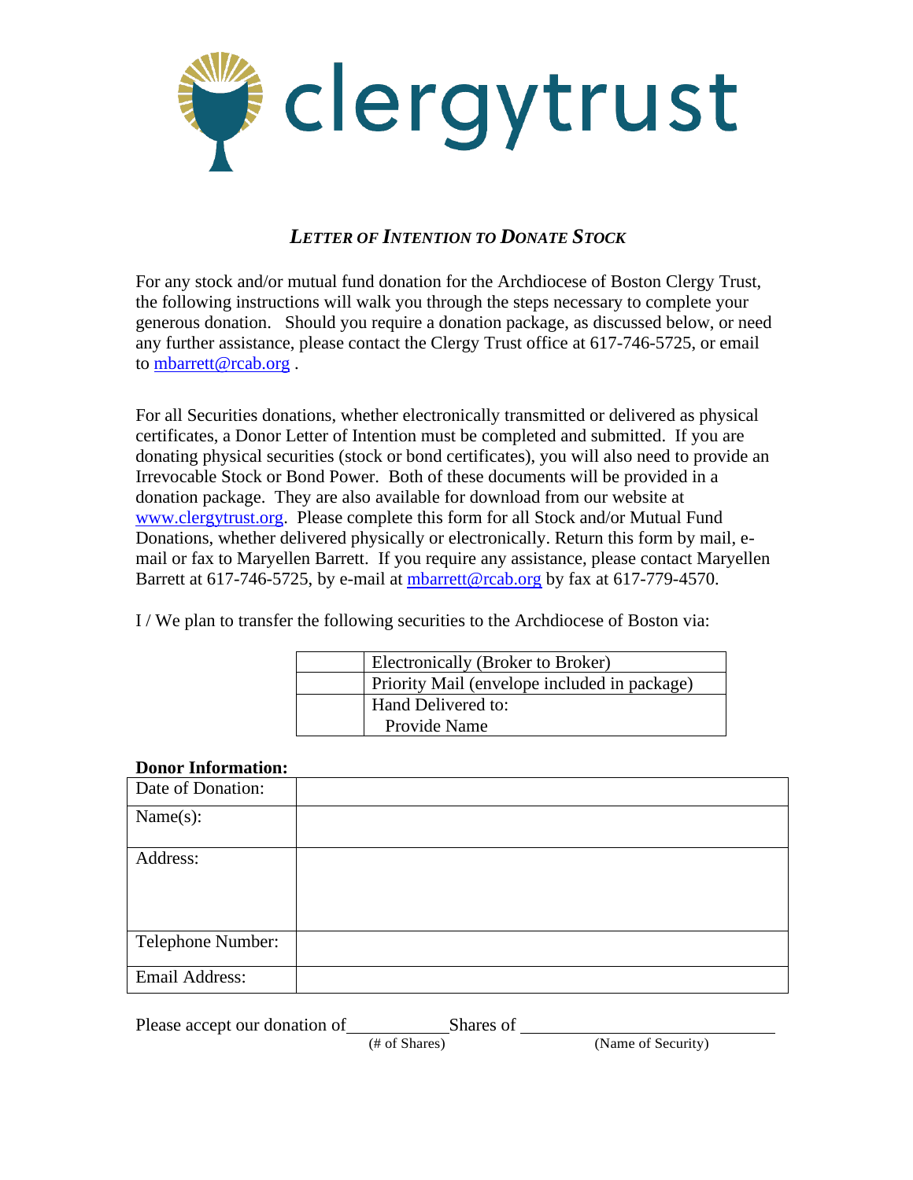clergytrust

## *LETTER OF INTENTION TO DONATE STOCK*

For any stock and/or mutual fund donation for the Archdiocese of Boston Clergy Trust, the following instructions will walk you through the steps necessary to complete your generous donation. Should you require a donation package, as discussed below, or need any further assistance, please contact the Clergy Trust office at 617-746-5725, or email to mbarrett@rcab.org .

For all Securities donations, whether electronically transmitted or delivered as physical certificates, a Donor Letter of Intention must be completed and submitted. If you are donating physical securities (stock or bond certificates), you will also need to provide an Irrevocable Stock or Bond Power. Both of these documents will be provided in a donation package. They are also available for download from our website at www.clergytrust.org. Please complete this form for all Stock and/or Mutual Fund Donations, whether delivered physically or electronically. Return this form by mail, e-mail or fax to Maryellen Barrett. If you require any assistance, please contact Maryellen Barrett at 617-746-5725, by e-mail at mbarrett@rcab.org by fax at 617-779-4570.

I / We plan to transfer the following securities to the Archdiocese of Boston via:

| | |
|---|---|
| | Electronically (Broker to Broker) |
| | Priority Mail (envelope included in package) |
| | Hand Delivered to: Provide Name |

**Donor Information:**

| | |
|---|---|
| Date of Donation: | |
| Name(s): | |
| Address: | |
| Telephone Number: | |
| Email Address: | |

Please accept our donation of\_\_\_\_\_\_\_\_\_\_\_\_ Shares of \_\_\_\_\_\_\_\_\_\_\_\_\_\_\_\_\_\_\_\_\_\_\_\_\_\_
(# of Shares) (Name of Security)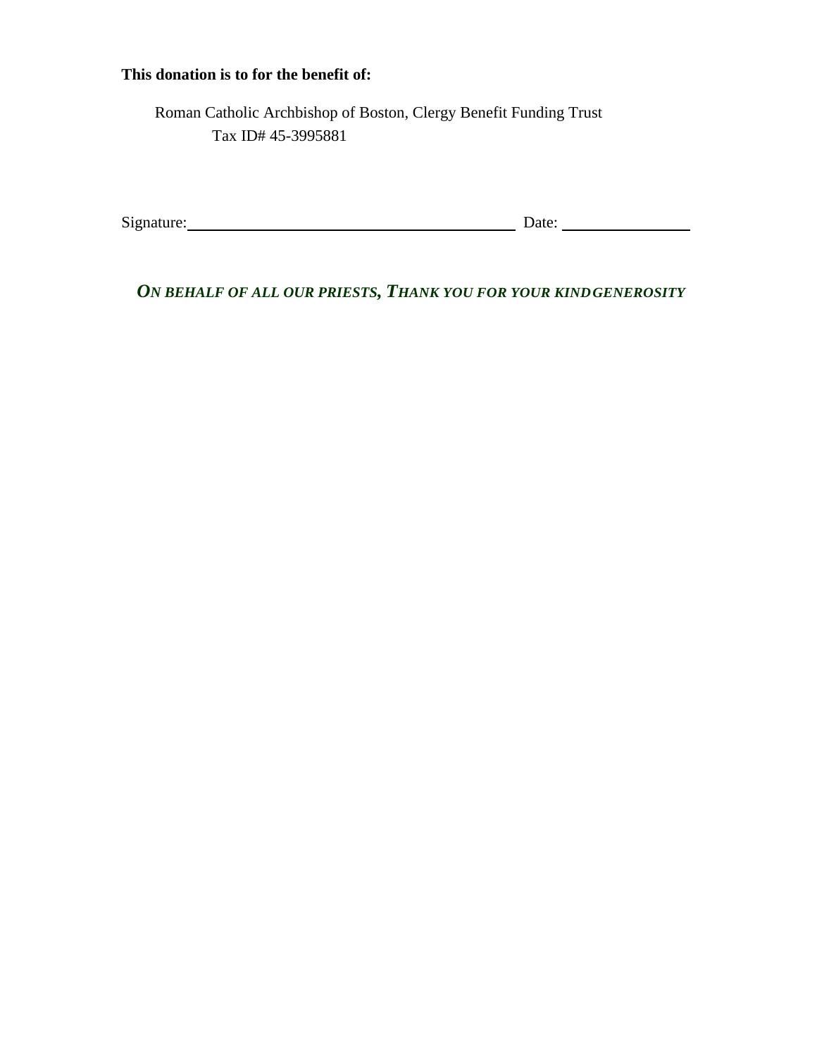**This donation is to for the benefit of:**

Roman Catholic Archbishop of Boston, Clergy Benefit Funding Trust
Tax ID# 45-3995881

Signature:\_\_\_\_\_\_\_\_\_\_\_\_\_\_\_\_\_\_\_\_\_\_\_\_\_\_\_\_\_\_\_\_\_\_\_\_\_\_\_\_ Date: \_\_\_\_\_\_\_\_\_\_\_\_\_\_\_\_

***ON BEHALF OF ALL OUR PRIESTS, THANK YOU FOR YOUR KIND GENEROSITY***